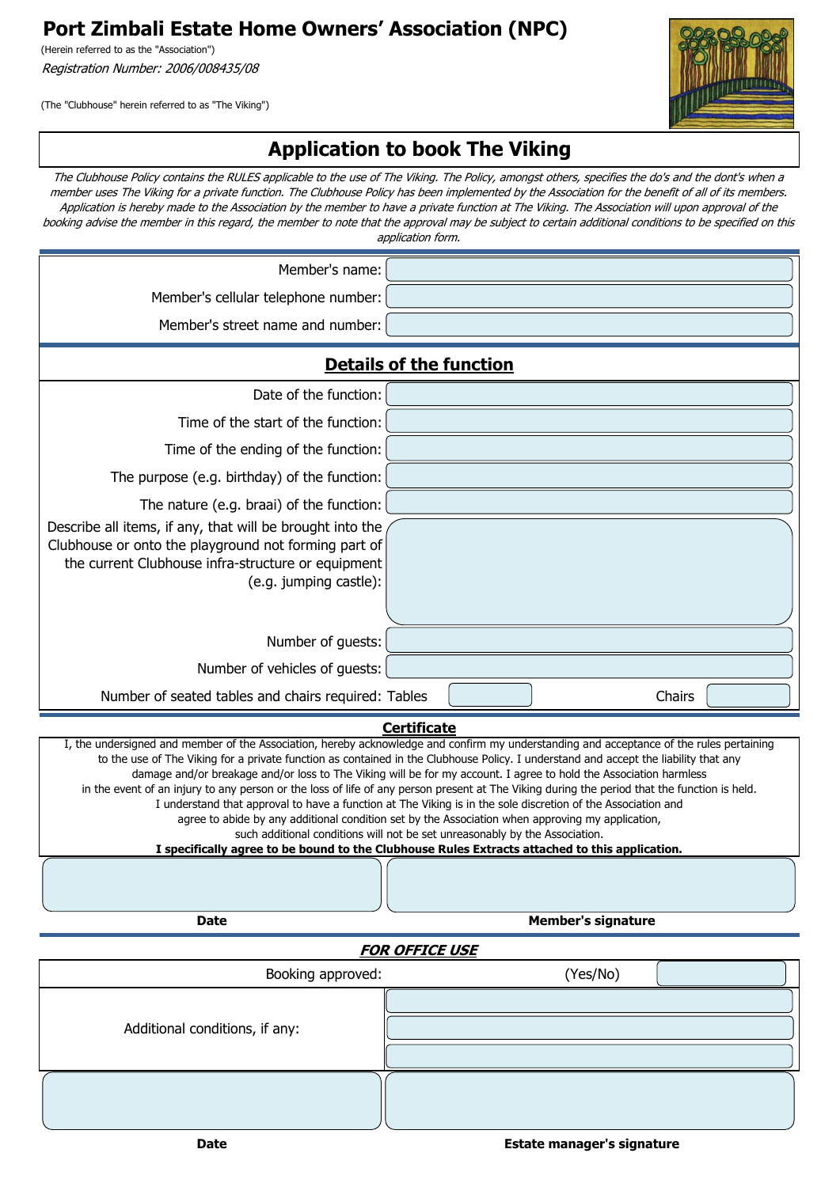# Port Zimbali Estate Home Owners' Association (NPC)

(Herein referred to as the "Association")

*Registration Number: 2006/008435/08*

(The "Clubhouse" herein referred to as "The Viking")

## Application to book The Viking

*The Clubhouse Policy contains the RULES applicable to the use of The Viking. The Policy, amongst others, specifies the do's and the dont's when a member uses The Viking for a private function. The Clubhouse Policy has been implemented by the Association for the benefit of all of its members. Application is hereby made to the Association by the member to have a private function at The Viking. The Association will upon approval of the booking advise the member in this regard, the member to note that the approval may be subject to certain additional conditions to be specified on this application form.*

| | |
|---|---|
| Member's name: | |
| Member's cellular telephone number: | |
| Member's street name and number: | |

### Details of the function

| | |
|---|---|
| Date of the function: | |
| Time of the start of the function: | |
| Time of the ending of the function: | |
| The purpose (e.g. birthday) of the function: | |
| The nature (e.g. braai) of the function: | |
| Describe all items, if any, that will be brought into the Clubhouse or onto the playground not forming part of the current Clubhouse infra-structure or equipment (e.g. jumping castle): | |
| Number of guests: | |
| Number of vehicles of guests: | |
| Number of seated tables and chairs required: Tables | Chairs |

### Certificate

I, the undersigned and member of the Association, hereby acknowledge and confirm my understanding and acceptance of the rules pertaining to the use of The Viking for a private function as contained in the Clubhouse Policy. I understand and accept the liability that any damage and/or breakage and/or loss to The Viking will be for my account. I agree to hold the Association harmless in the event of an injury to any person or the loss of life of any person present at The Viking during the period that the function is held. I understand that approval to have a function at The Viking is in the sole discretion of the Association and agree to abide by any additional condition set by the Association when approving my application, such additional conditions will not be set unreasonably by the Association.

**I specifically agree to be bound to the Clubhouse Rules Extracts attached to this application.**

| | |
|---|---|
| | |
| **Date** | **Member's signature** |

### *FOR OFFICE USE*

| | |
|---|---|
| Booking approved: | (Yes/No) |
| Additional conditions, if any: | |
| | |
| **Date** | **Estate manager's signature** |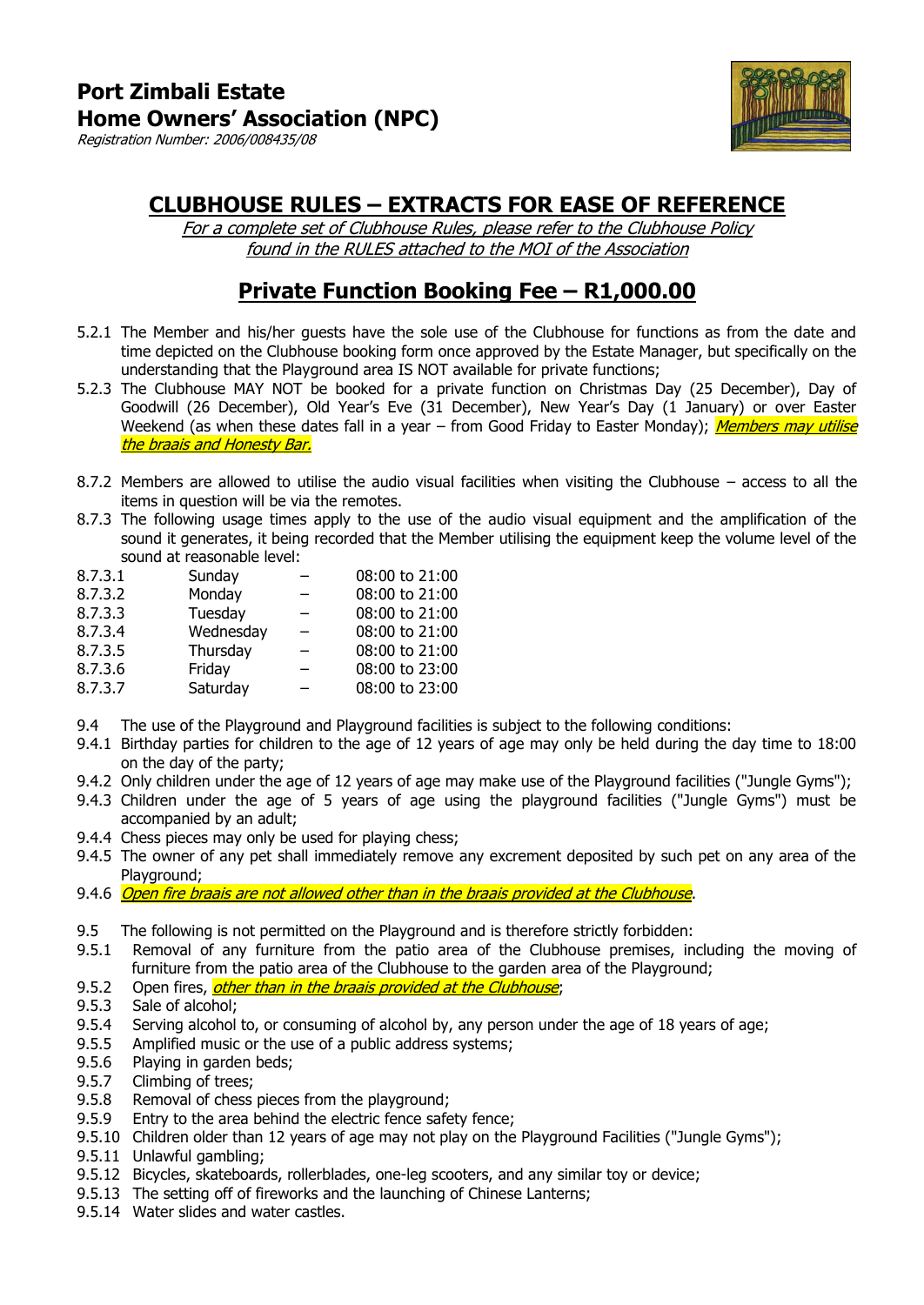# Port Zimbali Estate
# Home Owners' Association (NPC)

*Registration Number: 2006/008435/08*

## CLUBHOUSE RULES – EXTRACTS FOR EASE OF REFERENCE

*For a complete set of Clubhouse Rules, please refer to the Clubhouse Policy found in the RULES attached to the MOI of the Association*

## Private Function Booking Fee – R1,000.00

5.2.1 The Member and his/her guests have the sole use of the Clubhouse for functions as from the date and time depicted on the Clubhouse booking form once approved by the Estate Manager, but specifically on the understanding that the Playground area IS NOT available for private functions;

5.2.3 The Clubhouse MAY NOT be booked for a private function on Christmas Day (25 December), Day of Goodwill (26 December), Old Year's Eve (31 December), New Year's Day (1 January) or over Easter Weekend (as when these dates fall in a year – from Good Friday to Easter Monday); *Members may utilise the braais and Honesty Bar.*

8.7.2 Members are allowed to utilise the audio visual facilities when visiting the Clubhouse – access to all the items in question will be via the remotes.

8.7.3 The following usage times apply to the use of the audio visual equipment and the amplification of the sound it generates, it being recorded that the Member utilising the equipment keep the volume level of the sound at reasonable level:

| | | | |
|---|---|---|---|
| 8.7.3.1 | Sunday | – | 08:00 to 21:00 |
| 8.7.3.2 | Monday | – | 08:00 to 21:00 |
| 8.7.3.3 | Tuesday | – | 08:00 to 21:00 |
| 8.7.3.4 | Wednesday | – | 08:00 to 21:00 |
| 8.7.3.5 | Thursday | – | 08:00 to 21:00 |
| 8.7.3.6 | Friday | – | 08:00 to 23:00 |
| 8.7.3.7 | Saturday | – | 08:00 to 23:00 |

9.4 The use of the Playground and Playground facilities is subject to the following conditions:

9.4.1 Birthday parties for children to the age of 12 years of age may only be held during the day time to 18:00 on the day of the party;

9.4.2 Only children under the age of 12 years of age may make use of the Playground facilities ("Jungle Gyms");

9.4.3 Children under the age of 5 years of age using the playground facilities ("Jungle Gyms") must be accompanied by an adult;

9.4.4 Chess pieces may only be used for playing chess;

9.4.5 The owner of any pet shall immediately remove any excrement deposited by such pet on any area of the Playground;

9.4.6 *Open fire braais are not allowed other than in the braais provided at the Clubhouse*.

9.5 The following is not permitted on the Playground and is therefore strictly forbidden:

9.5.1 Removal of any furniture from the patio area of the Clubhouse premises, including the moving of furniture from the patio area of the Clubhouse to the garden area of the Playground;

9.5.2 Open fires, *other than in the braais provided at the Clubhouse*;

9.5.3 Sale of alcohol;

9.5.4 Serving alcohol to, or consuming of alcohol by, any person under the age of 18 years of age;

9.5.5 Amplified music or the use of a public address systems;

9.5.6 Playing in garden beds;

9.5.7 Climbing of trees;

9.5.8 Removal of chess pieces from the playground;

9.5.9 Entry to the area behind the electric fence safety fence;

9.5.10 Children older than 12 years of age may not play on the Playground Facilities ("Jungle Gyms");

9.5.11 Unlawful gambling;

9.5.12 Bicycles, skateboards, rollerblades, one-leg scooters, and any similar toy or device;

9.5.13 The setting off of fireworks and the launching of Chinese Lanterns;

9.5.14 Water slides and water castles.